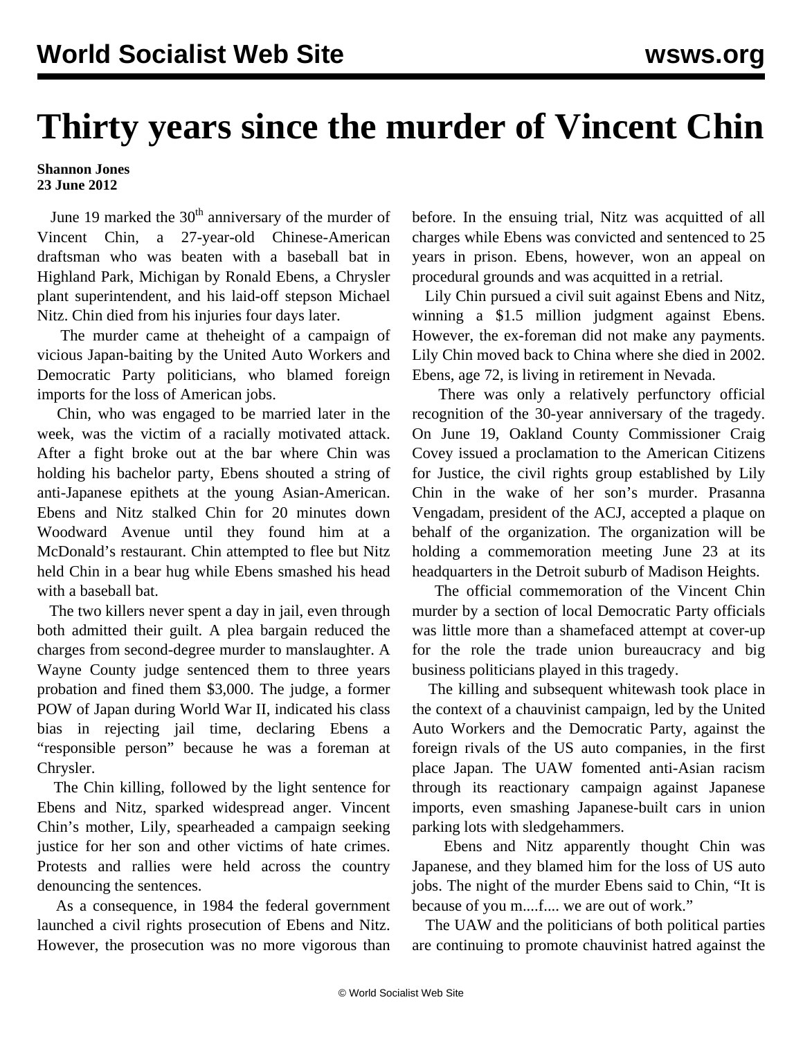# Thirty years since the murder of Vincent Chin

**Shannon Jones**
**23 June 2012**

June 19 marked the $30^{th}$ anniversary of the murder of Vincent Chin, a 27-year-old Chinese-American draftsman who was beaten with a baseball bat in Highland Park, Michigan by Ronald Ebens, a Chrysler plant superintendent, and his laid-off stepson Michael Nitz. Chin died from his injuries four days later.

The murder came at theheight of a campaign of vicious Japan-baiting by the United Auto Workers and Democratic Party politicians, who blamed foreign imports for the loss of American jobs.

Chin, who was engaged to be married later in the week, was the victim of a racially motivated attack. After a fight broke out at the bar where Chin was holding his bachelor party, Ebens shouted a string of anti-Japanese epithets at the young Asian-American. Ebens and Nitz stalked Chin for 20 minutes down Woodward Avenue until they found him at a McDonald's restaurant. Chin attempted to flee but Nitz held Chin in a bear hug while Ebens smashed his head with a baseball bat.

The two killers never spent a day in jail, even through both admitted their guilt. A plea bargain reduced the charges from second-degree murder to manslaughter. A Wayne County judge sentenced them to three years probation and fined them $3,000. The judge, a former POW of Japan during World War II, indicated his class bias in rejecting jail time, declaring Ebens a "responsible person" because he was a foreman at Chrysler.

The Chin killing, followed by the light sentence for Ebens and Nitz, sparked widespread anger. Vincent Chin's mother, Lily, spearheaded a campaign seeking justice for her son and other victims of hate crimes. Protests and rallies were held across the country denouncing the sentences.

As a consequence, in 1984 the federal government launched a civil rights prosecution of Ebens and Nitz. However, the prosecution was no more vigorous than before. In the ensuing trial, Nitz was acquitted of all charges while Ebens was convicted and sentenced to 25 years in prison. Ebens, however, won an appeal on procedural grounds and was acquitted in a retrial.

Lily Chin pursued a civil suit against Ebens and Nitz, winning a $1.5 million judgment against Ebens. However, the ex-foreman did not make any payments. Lily Chin moved back to China where she died in 2002. Ebens, age 72, is living in retirement in Nevada.

There was only a relatively perfunctory official recognition of the 30-year anniversary of the tragedy. On June 19, Oakland County Commissioner Craig Covey issued a proclamation to the American Citizens for Justice, the civil rights group established by Lily Chin in the wake of her son's murder. Prasanna Vengadam, president of the ACJ, accepted a plaque on behalf of the organization. The organization will be holding a commemoration meeting June 23 at its headquarters in the Detroit suburb of Madison Heights.

The official commemoration of the Vincent Chin murder by a section of local Democratic Party officials was little more than a shamefaced attempt at cover-up for the role the trade union bureaucracy and big business politicians played in this tragedy.

The killing and subsequent whitewash took place in the context of a chauvinist campaign, led by the United Auto Workers and the Democratic Party, against the foreign rivals of the US auto companies, in the first place Japan. The UAW fomented anti-Asian racism through its reactionary campaign against Japanese imports, even smashing Japanese-built cars in union parking lots with sledgehammers.

Ebens and Nitz apparently thought Chin was Japanese, and they blamed him for the loss of US auto jobs. The night of the murder Ebens said to Chin, "It is because of you m....f.... we are out of work."

The UAW and the politicians of both political parties are continuing to promote chauvinist hatred against the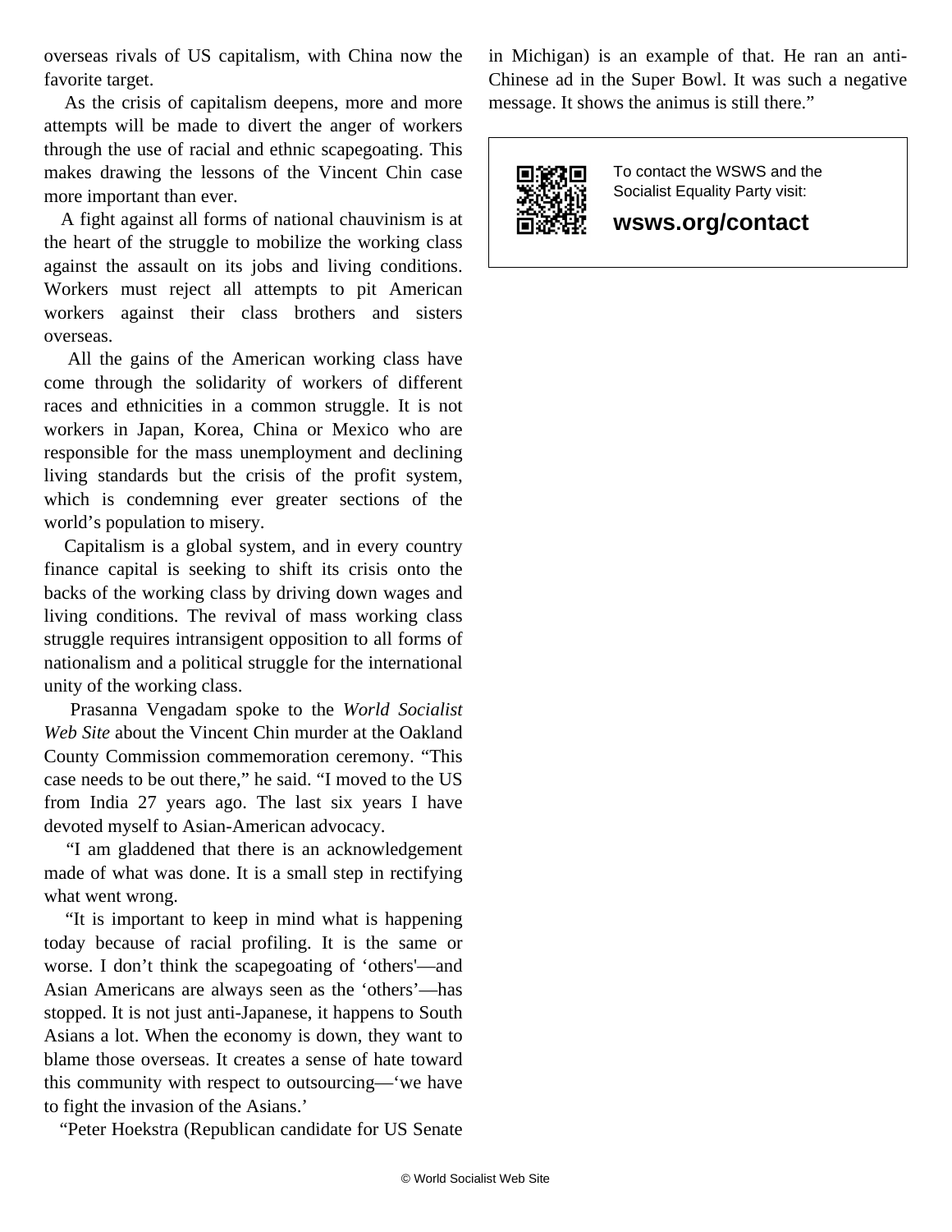overseas rivals of US capitalism, with China now the favorite target.

As the crisis of capitalism deepens, more and more attempts will be made to divert the anger of workers through the use of racial and ethnic scapegoating. This makes drawing the lessons of the Vincent Chin case more important than ever.

A fight against all forms of national chauvinism is at the heart of the struggle to mobilize the working class against the assault on its jobs and living conditions. Workers must reject all attempts to pit American workers against their class brothers and sisters overseas.

All the gains of the American working class have come through the solidarity of workers of different races and ethnicities in a common struggle. It is not workers in Japan, Korea, China or Mexico who are responsible for the mass unemployment and declining living standards but the crisis of the profit system, which is condemning ever greater sections of the world's population to misery.

Capitalism is a global system, and in every country finance capital is seeking to shift its crisis onto the backs of the working class by driving down wages and living conditions. The revival of mass working class struggle requires intransigent opposition to all forms of nationalism and a political struggle for the international unity of the working class.

Prasanna Vengadam spoke to the *World Socialist Web Site* about the Vincent Chin murder at the Oakland County Commission commemoration ceremony. "This case needs to be out there," he said. "I moved to the US from India 27 years ago. The last six years I have devoted myself to Asian-American advocacy.

"I am gladdened that there is an acknowledgement made of what was done. It is a small step in rectifying what went wrong.

"It is important to keep in mind what is happening today because of racial profiling. It is the same or worse. I don't think the scapegoating of 'others'—and Asian Americans are always seen as the 'others'—has stopped. It is not just anti-Japanese, it happens to South Asians a lot. When the economy is down, they want to blame those overseas. It creates a sense of hate toward this community with respect to outsourcing—'we have to fight the invasion of the Asians.'

"Peter Hoekstra (Republican candidate for US Senate in Michigan) is an example of that. He ran an anti-Chinese ad in the Super Bowl. It was such a negative message. It shows the animus is still there."

To contact the WSWS and the Socialist Equality Party visit:

**wsws.org/contact**